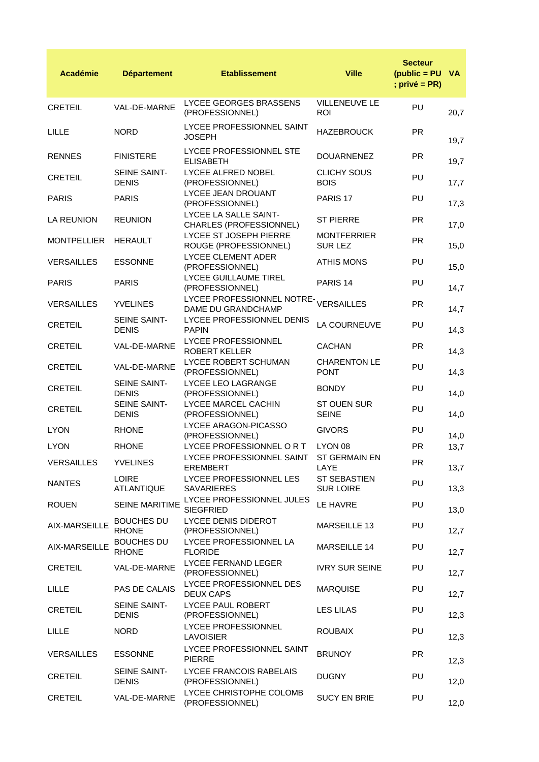| Académie | Département | Etablissement | Ville | Secteur (public = PU ; privé = PR) | VA |
|---|---|---|---|---|---|
| CRETEIL | VAL-DE-MARNE | LYCEE GEORGES BRASSENS (PROFESSIONNEL) | VILLENEUVE LE ROI | PU | 20,7 |
| LILLE | NORD | LYCEE PROFESSIONNEL SAINT JOSEPH | HAZEBROUCK | PR | 19,7 |
| RENNES | FINISTERE | LYCEE PROFESSIONNEL STE ELISABETH | DOUARNENEZ | PR | 19,7 |
| CRETEIL | SEINE SAINT-DENIS | LYCEE ALFRED NOBEL (PROFESSIONNEL) | CLICHY SOUS BOIS | PU | 17,7 |
| PARIS | PARIS | LYCEE JEAN DROUANT (PROFESSIONNEL) | PARIS 17 | PU | 17,3 |
| LA REUNION | REUNION | LYCEE LA SALLE SAINT-CHARLES (PROFESSIONNEL) | ST PIERRE | PR | 17,0 |
| MONTPELLIER | HERAULT | LYCEE ST JOSEPH PIERRE ROUGE (PROFESSIONNEL) | MONTFERRIER SUR LEZ | PR | 15,0 |
| VERSAILLES | ESSONNE | LYCEE CLEMENT ADER (PROFESSIONNEL) | ATHIS MONS | PU | 15,0 |
| PARIS | PARIS | LYCEE GUILLAUME TIREL (PROFESSIONNEL) | PARIS 14 | PU | 14,7 |
| VERSAILLES | YVELINES | LYCEE PROFESSIONNEL NOTRE-DAME DU GRANDCHAMP | VERSAILLES | PR | 14,7 |
| CRETEIL | SEINE SAINT-DENIS | LYCEE PROFESSIONNEL DENIS PAPIN | LA COURNEUVE | PU | 14,3 |
| CRETEIL | VAL-DE-MARNE | LYCEE PROFESSIONNEL ROBERT KELLER | CACHAN | PR | 14,3 |
| CRETEIL | VAL-DE-MARNE | LYCEE ROBERT SCHUMAN (PROFESSIONNEL) | CHARENTON LE PONT | PU | 14,3 |
| CRETEIL | SEINE SAINT-DENIS | LYCEE LEO LAGRANGE (PROFESSIONNEL) | BONDY | PU | 14,0 |
| CRETEIL | SEINE SAINT-DENIS | LYCEE MARCEL CACHIN (PROFESSIONNEL) | ST OUEN SUR SEINE | PU | 14,0 |
| LYON | RHONE | LYCEE ARAGON-PICASSO (PROFESSIONNEL) | GIVORS | PU | 14,0 |
| LYON | RHONE | LYCEE PROFESSIONNEL O R T | LYON 08 | PR | 13,7 |
| VERSAILLES | YVELINES | LYCEE PROFESSIONNEL SAINT EREMBERT | ST GERMAIN EN LAYE | PR | 13,7 |
| NANTES | LOIRE ATLANTIQUE | LYCEE PROFESSIONNEL LES SAVARIERES | ST SEBASTIEN SUR LOIRE | PU | 13,3 |
| ROUEN | SEINE MARITIME | LYCEE PROFESSIONNEL JULES SIEGFRIED | LE HAVRE | PU | 13,0 |
| AIX-MARSEILLE | BOUCHES DU RHONE | LYCEE DENIS DIDEROT (PROFESSIONNEL) | MARSEILLE 13 | PU | 12,7 |
| AIX-MARSEILLE | BOUCHES DU RHONE | LYCEE PROFESSIONNEL LA FLORIDE | MARSEILLE 14 | PU | 12,7 |
| CRETEIL | VAL-DE-MARNE | LYCEE FERNAND LEGER (PROFESSIONNEL) | IVRY SUR SEINE | PU | 12,7 |
| LILLE | PAS DE CALAIS | LYCEE PROFESSIONNEL DES DEUX CAPS | MARQUISE | PU | 12,7 |
| CRETEIL | SEINE SAINT-DENIS | LYCEE PAUL ROBERT (PROFESSIONNEL) | LES LILAS | PU | 12,3 |
| LILLE | NORD | LYCEE PROFESSIONNEL LAVOISIER | ROUBAIX | PU | 12,3 |
| VERSAILLES | ESSONNE | LYCEE PROFESSIONNEL SAINT PIERRE | BRUNOY | PR | 12,3 |
| CRETEIL | SEINE SAINT-DENIS | LYCEE FRANCOIS RABELAIS (PROFESSIONNEL) | DUGNY | PU | 12,0 |
| CRETEIL | VAL-DE-MARNE | LYCEE CHRISTOPHE COLOMB (PROFESSIONNEL) | SUCY EN BRIE | PU | 12,0 |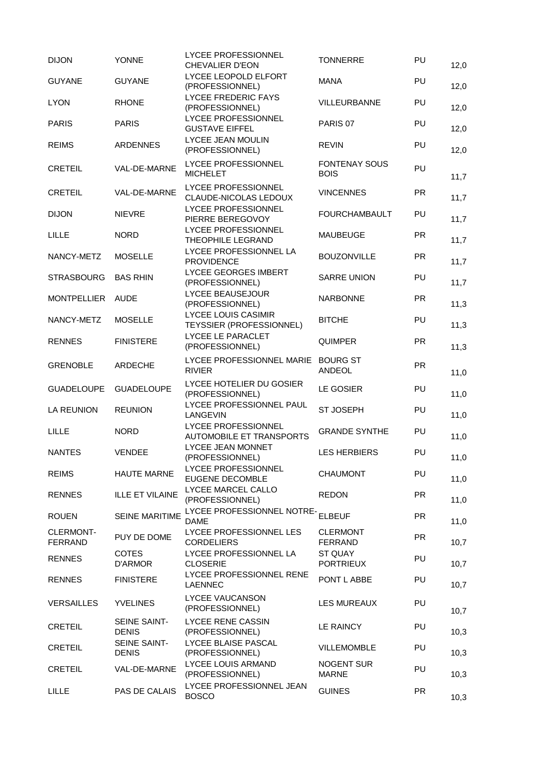| DIJON | YONNE | LYCEE PROFESSIONNEL CHEVALIER D'EON | TONNERRE | PU | 12,0 |
|---|---|---|---|---|---|
| GUYANE | GUYANE | LYCEE LEOPOLD ELFORT (PROFESSIONNEL) | MANA | PU | 12,0 |
| LYON | RHONE | LYCEE FREDERIC FAYS (PROFESSIONNEL) | VILLEURBANNE | PU | 12,0 |
| PARIS | PARIS | LYCEE PROFESSIONNEL GUSTAVE EIFFEL | PARIS 07 | PU | 12,0 |
| REIMS | ARDENNES | LYCEE JEAN MOULIN (PROFESSIONNEL) | REVIN | PU | 12,0 |
| CRETEIL | VAL-DE-MARNE | LYCEE PROFESSIONNEL MICHELET | FONTENAY SOUS BOIS | PU | 11,7 |
| CRETEIL | VAL-DE-MARNE | LYCEE PROFESSIONNEL CLAUDE-NICOLAS LEDOUX | VINCENNES | PR | 11,7 |
| DIJON | NIEVRE | LYCEE PROFESSIONNEL PIERRE BEREGOVOY | FOURCHAMBAULT | PU | 11,7 |
| LILLE | NORD | LYCEE PROFESSIONNEL THEOPHILE LEGRAND | MAUBEUGE | PR | 11,7 |
| NANCY-METZ | MOSELLE | LYCEE PROFESSIONNEL LA PROVIDENCE | BOUZONVILLE | PR | 11,7 |
| STRASBOURG | BAS RHIN | LYCEE GEORGES IMBERT (PROFESSIONNEL) | SARRE UNION | PU | 11,7 |
| MONTPELLIER | AUDE | LYCEE BEAUSEJOUR (PROFESSIONNEL) | NARBONNE | PR | 11,3 |
| NANCY-METZ | MOSELLE | LYCEE LOUIS CASIMIR TEYSSIER (PROFESSIONNEL) | BITCHE | PU | 11,3 |
| RENNES | FINISTERE | LYCEE LE PARACLET (PROFESSIONNEL) | QUIMPER | PR | 11,3 |
| GRENOBLE | ARDECHE | LYCEE PROFESSIONNEL MARIE RIVIER | BOURG ST ANDEOL | PR | 11,0 |
| GUADELOUPE | GUADELOUPE | LYCEE HOTELIER DU GOSIER (PROFESSIONNEL) | LE GOSIER | PU | 11,0 |
| LA REUNION | REUNION | LYCEE PROFESSIONNEL PAUL LANGEVIN | ST JOSEPH | PU | 11,0 |
| LILLE | NORD | LYCEE PROFESSIONNEL AUTOMOBILE ET TRANSPORTS | GRANDE SYNTHE | PU | 11,0 |
| NANTES | VENDEE | LYCEE JEAN MONNET (PROFESSIONNEL) | LES HERBIERS | PU | 11,0 |
| REIMS | HAUTE MARNE | LYCEE PROFESSIONNEL EUGENE DECOMBLE | CHAUMONT | PU | 11,0 |
| RENNES | ILLE ET VILAINE | LYCEE MARCEL CALLO (PROFESSIONNEL) | REDON | PR | 11,0 |
| ROUEN | SEINE MARITIME | LYCEE PROFESSIONNEL NOTRE-DAME | ELBEUF | PR | 11,0 |
| CLERMONT-FERRAND | PUY DE DOME | LYCEE PROFESSIONNEL LES CORDELIERS | CLERMONT FERRAND | PR | 10,7 |
| RENNES | COTES D'ARMOR | LYCEE PROFESSIONNEL LA CLOSERIE | ST QUAY PORTRIEUX | PU | 10,7 |
| RENNES | FINISTERE | LYCEE PROFESSIONNEL RENE LAENNEC | PONT L ABBE | PU | 10,7 |
| VERSAILLES | YVELINES | LYCEE VAUCANSON (PROFESSIONNEL) | LES MUREAUX | PU | 10,7 |
| CRETEIL | SEINE SAINT-DENIS | LYCEE RENE CASSIN (PROFESSIONNEL) | LE RAINCY | PU | 10,3 |
| CRETEIL | SEINE SAINT-DENIS | LYCEE BLAISE PASCAL (PROFESSIONNEL) | VILLEMOMBLE | PU | 10,3 |
| CRETEIL | VAL-DE-MARNE | LYCEE LOUIS ARMAND (PROFESSIONNEL) | NOGENT SUR MARNE | PU | 10,3 |
| LILLE | PAS DE CALAIS | LYCEE PROFESSIONNEL JEAN BOSCO | GUINES | PR | 10,3 |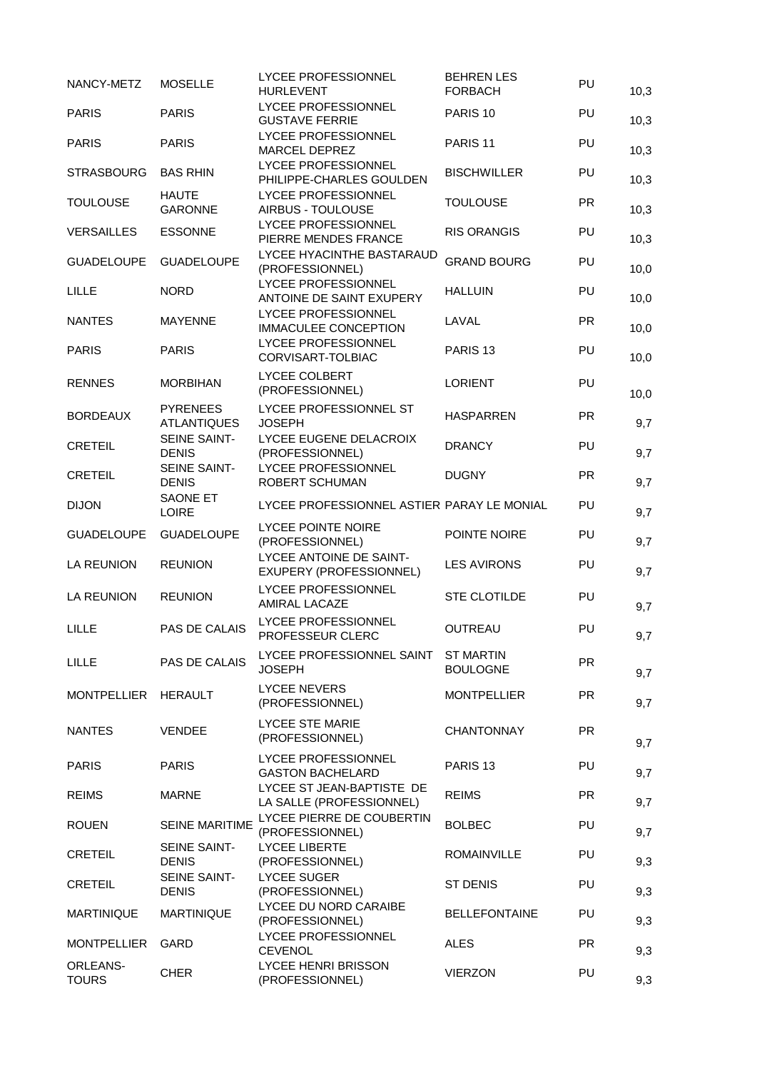| | | | | | |
|---|---|---|---|---|---|
| NANCY-METZ | MOSELLE | LYCEE PROFESSIONNEL HURLEVENT | BEHREN LES FORBACH | PU | 10,3 |
| PARIS | PARIS | LYCEE PROFESSIONNEL GUSTAVE FERRIE | PARIS 10 | PU | 10,3 |
| PARIS | PARIS | LYCEE PROFESSIONNEL MARCEL DEPREZ | PARIS 11 | PU | 10,3 |
| STRASBOURG | BAS RHIN | LYCEE PROFESSIONNEL PHILIPPE-CHARLES GOULDEN | BISCHWILLER | PU | 10,3 |
| TOULOUSE | HAUTE GARONNE | LYCEE PROFESSIONNEL AIRBUS - TOULOUSE | TOULOUSE | PR | 10,3 |
| VERSAILLES | ESSONNE | LYCEE PROFESSIONNEL PIERRE MENDES FRANCE | RIS ORANGIS | PU | 10,3 |
| GUADELOUPE | GUADELOUPE | LYCEE HYACINTHE BASTARAUD (PROFESSIONNEL) | GRAND BOURG | PU | 10,0 |
| LILLE | NORD | LYCEE PROFESSIONNEL ANTOINE DE SAINT EXUPERY | HALLUIN | PU | 10,0 |
| NANTES | MAYENNE | LYCEE PROFESSIONNEL IMMACULEE CONCEPTION | LAVAL | PR | 10,0 |
| PARIS | PARIS | LYCEE PROFESSIONNEL CORVISART-TOLBIAC | PARIS 13 | PU | 10,0 |
| RENNES | MORBIHAN | LYCEE COLBERT (PROFESSIONNEL) | LORIENT | PU | 10,0 |
| BORDEAUX | PYRENEES ATLANTIQUES | LYCEE PROFESSIONNEL ST JOSEPH | HASPARREN | PR | 9,7 |
| CRETEIL | SEINE SAINT-DENIS | LYCEE EUGENE DELACROIX (PROFESSIONNEL) | DRANCY | PU | 9,7 |
| CRETEIL | SEINE SAINT-DENIS | LYCEE PROFESSIONNEL ROBERT SCHUMAN | DUGNY | PR | 9,7 |
| DIJON | SAONE ET LOIRE | LYCEE PROFESSIONNEL ASTIER | PARAY LE MONIAL | PU | 9,7 |
| GUADELOUPE | GUADELOUPE | LYCEE POINTE NOIRE (PROFESSIONNEL) | POINTE NOIRE | PU | 9,7 |
| LA REUNION | REUNION | LYCEE ANTOINE DE SAINT-EXUPERY (PROFESSIONNEL) | LES AVIRONS | PU | 9,7 |
| LA REUNION | REUNION | LYCEE PROFESSIONNEL AMIRAL LACAZE | STE CLOTILDE | PU | 9,7 |
| LILLE | PAS DE CALAIS | LYCEE PROFESSIONNEL PROFESSEUR CLERC | OUTREAU | PU | 9,7 |
| LILLE | PAS DE CALAIS | LYCEE PROFESSIONNEL SAINT JOSEPH | ST MARTIN BOULOGNE | PR | 9,7 |
| MONTPELLIER | HERAULT | LYCEE NEVERS (PROFESSIONNEL) | MONTPELLIER | PR | 9,7 |
| NANTES | VENDEE | LYCEE STE MARIE (PROFESSIONNEL) | CHANTONNAY | PR | 9,7 |
| PARIS | PARIS | LYCEE PROFESSIONNEL GASTON BACHELARD | PARIS 13 | PU | 9,7 |
| REIMS | MARNE | LYCEE ST JEAN-BAPTISTE DE LA SALLE (PROFESSIONNEL) | REIMS | PR | 9,7 |
| ROUEN | SEINE MARITIME | LYCEE PIERRE DE COUBERTIN (PROFESSIONNEL) | BOLBEC | PU | 9,7 |
| CRETEIL | SEINE SAINT-DENIS | LYCEE LIBERTE (PROFESSIONNEL) | ROMAINVILLE | PU | 9,3 |
| CRETEIL | SEINE SAINT-DENIS | LYCEE SUGER (PROFESSIONNEL) | ST DENIS | PU | 9,3 |
| MARTINIQUE | MARTINIQUE | LYCEE DU NORD CARAIBE (PROFESSIONNEL) | BELLEFONTAINE | PU | 9,3 |
| MONTPELLIER | GARD | LYCEE PROFESSIONNEL CEVENOL | ALES | PR | 9,3 |
| ORLEANS-TOURS | CHER | LYCEE HENRI BRISSON (PROFESSIONNEL) | VIERZON | PU | 9,3 |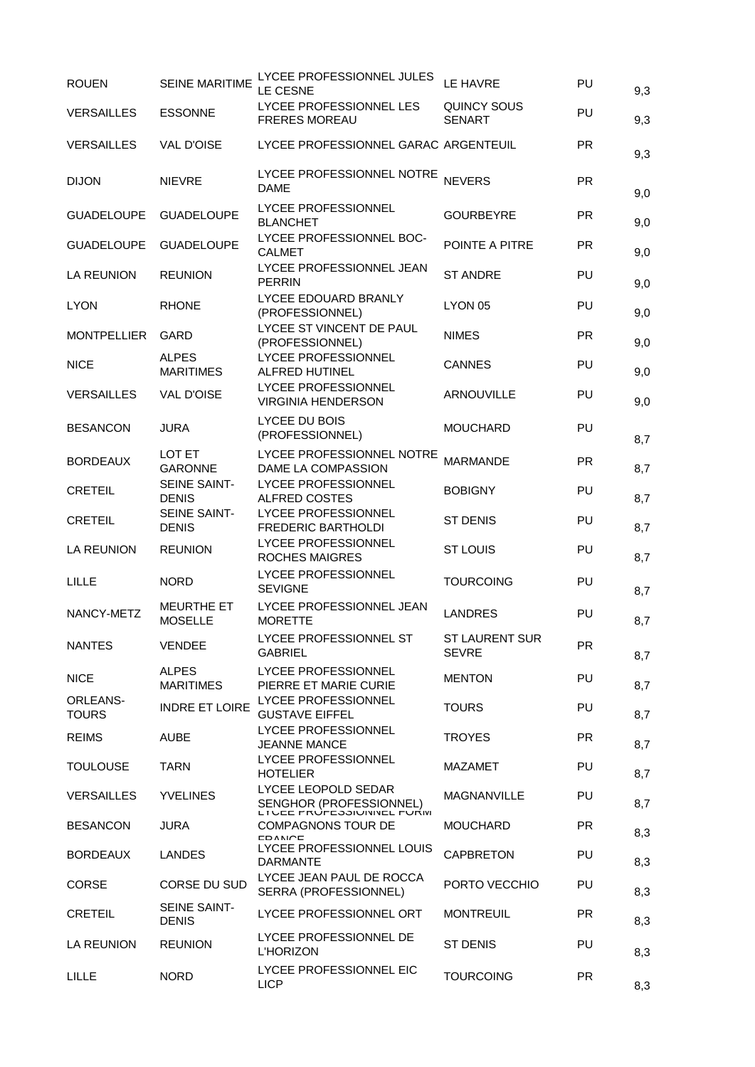| | | | | | |
|---|---|---|---|---|---|
| ROUEN | SEINE MARITIME | LYCEE PROFESSIONNEL JULES LE CESNE | LE HAVRE | PU | 9,3 |
| VERSAILLES | ESSONNE | LYCEE PROFESSIONNEL LES FRERES MOREAU | QUINCY SOUS SENART | PU | 9,3 |
| VERSAILLES | VAL D'OISE | LYCEE PROFESSIONNEL GARAC | ARGENTEUIL | PR | 9,3 |
| DIJON | NIEVRE | LYCEE PROFESSIONNEL NOTRE DAME | NEVERS | PR | 9,0 |
| GUADELOUPE | GUADELOUPE | LYCEE PROFESSIONNEL BLANCHET | GOURBEYRE | PR | 9,0 |
| GUADELOUPE | GUADELOUPE | LYCEE PROFESSIONNEL BOC-CALMET | POINTE A PITRE | PR | 9,0 |
| LA REUNION | REUNION | LYCEE PROFESSIONNEL JEAN PERRIN | ST ANDRE | PU | 9,0 |
| LYON | RHONE | LYCEE EDOUARD BRANLY (PROFESSIONNEL) | LYON 05 | PU | 9,0 |
| MONTPELLIER | GARD | LYCEE ST VINCENT DE PAUL (PROFESSIONNEL) | NIMES | PR | 9,0 |
| NICE | ALPES MARITIMES | LYCEE PROFESSIONNEL ALFRED HUTINEL | CANNES | PU | 9,0 |
| VERSAILLES | VAL D'OISE | LYCEE PROFESSIONNEL VIRGINIA HENDERSON | ARNOUVILLE | PU | 9,0 |
| BESANCON | JURA | LYCEE DU BOIS (PROFESSIONNEL) | MOUCHARD | PU | 8,7 |
| BORDEAUX | LOT ET GARONNE | LYCEE PROFESSIONNEL NOTRE DAME LA COMPASSION | MARMANDE | PR | 8,7 |
| CRETEIL | SEINE SAINT-DENIS | LYCEE PROFESSIONNEL ALFRED COSTES | BOBIGNY | PU | 8,7 |
| CRETEIL | SEINE SAINT-DENIS | LYCEE PROFESSIONNEL FREDERIC BARTHOLDI | ST DENIS | PU | 8,7 |
| LA REUNION | REUNION | LYCEE PROFESSIONNEL ROCHES MAIGRES | ST LOUIS | PU | 8,7 |
| LILLE | NORD | LYCEE PROFESSIONNEL SEVIGNE | TOURCOING | PU | 8,7 |
| NANCY-METZ | MEURTHE ET MOSELLE | LYCEE PROFESSIONNEL JEAN MORETTE | LANDRES | PU | 8,7 |
| NANTES | VENDEE | LYCEE PROFESSIONNEL ST GABRIEL | ST LAURENT SUR SEVRE | PR | 8,7 |
| NICE | ALPES MARITIMES | LYCEE PROFESSIONNEL PIERRE ET MARIE CURIE | MENTON | PU | 8,7 |
| ORLEANS-TOURS | INDRE ET LOIRE | LYCEE PROFESSIONNEL GUSTAVE EIFFEL | TOURS | PU | 8,7 |
| REIMS | AUBE | LYCEE PROFESSIONNEL JEANNE MANCE | TROYES | PR | 8,7 |
| TOULOUSE | TARN | LYCEE PROFESSIONNEL HOTELIER | MAZAMET | PU | 8,7 |
| VERSAILLES | YVELINES | LYCEE LEOPOLD SEDAR SENGHOR (PROFESSIONNEL) | MAGNANVILLE | PU | 8,7 |
| BESANCON | JURA | LYCEE PROFESSIONNEL FORM COMPAGNONS TOUR DE FRANCE | MOUCHARD | PR | 8,3 |
| BORDEAUX | LANDES | LYCEE PROFESSIONNEL LOUIS DARMANTE | CAPBRETON | PU | 8,3 |
| CORSE | CORSE DU SUD | LYCEE JEAN PAUL DE ROCCA SERRA (PROFESSIONNEL) | PORTO VECCHIO | PU | 8,3 |
| CRETEIL | SEINE SAINT-DENIS | LYCEE PROFESSIONNEL ORT | MONTREUIL | PR | 8,3 |
| LA REUNION | REUNION | LYCEE PROFESSIONNEL DE L'HORIZON | ST DENIS | PU | 8,3 |
| LILLE | NORD | LYCEE PROFESSIONNEL EIC LICP | TOURCOING | PR | 8,3 |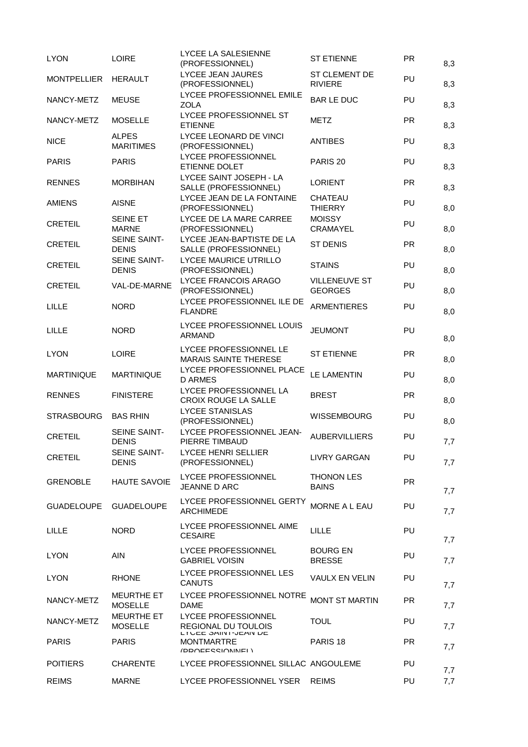| | | | | | |
|---|---|---|---|---|---|
| LYON | LOIRE | LYCEE LA SALESIENNE (PROFESSIONNEL) | ST ETIENNE | PR | 8,3 |
| MONTPELLIER | HERAULT | LYCEE JEAN JAURES (PROFESSIONNEL) | ST CLEMENT DE RIVIERE | PU | 8,3 |
| NANCY-METZ | MEUSE | LYCEE PROFESSIONNEL EMILE ZOLA | BAR LE DUC | PU | 8,3 |
| NANCY-METZ | MOSELLE | LYCEE PROFESSIONNEL ST ETIENNE | METZ | PR | 8,3 |
| NICE | ALPES MARITIMES | LYCEE LEONARD DE VINCI (PROFESSIONNEL) | ANTIBES | PU | 8,3 |
| PARIS | PARIS | LYCEE PROFESSIONNEL ETIENNE DOLET | PARIS 20 | PU | 8,3 |
| RENNES | MORBIHAN | LYCEE SAINT JOSEPH - LA SALLE (PROFESSIONNEL) | LORIENT | PR | 8,3 |
| AMIENS | AISNE | LYCEE JEAN DE LA FONTAINE (PROFESSIONNEL) | CHATEAU THIERRY | PU | 8,0 |
| CRETEIL | SEINE ET MARNE | LYCEE DE LA MARE CARREE (PROFESSIONNEL) | MOISSY CRAMAYEL | PU | 8,0 |
| CRETEIL | SEINE SAINT-DENIS | LYCEE JEAN-BAPTISTE DE LA SALLE (PROFESSIONNEL) | ST DENIS | PR | 8,0 |
| CRETEIL | SEINE SAINT-DENIS | LYCEE MAURICE UTRILLO (PROFESSIONNEL) | STAINS | PU | 8,0 |
| CRETEIL | VAL-DE-MARNE | LYCEE FRANCOIS ARAGO (PROFESSIONNEL) | VILLENEUVE ST GEORGES | PU | 8,0 |
| LILLE | NORD | LYCEE PROFESSIONNEL ILE DE FLANDRE | ARMENTIERES | PU | 8,0 |
| LILLE | NORD | LYCEE PROFESSIONNEL LOUIS ARMAND | JEUMONT | PU | 8,0 |
| LYON | LOIRE | LYCEE PROFESSIONNEL LE MARAIS SAINTE THERESE | ST ETIENNE | PR | 8,0 |
| MARTINIQUE | MARTINIQUE | LYCEE PROFESSIONNEL PLACE D ARMES | LE LAMENTIN | PU | 8,0 |
| RENNES | FINISTERE | LYCEE PROFESSIONNEL LA CROIX ROUGE LA SALLE | BREST | PR | 8,0 |
| STRASBOURG | BAS RHIN | LYCEE STANISLAS (PROFESSIONNEL) | WISSEMBOURG | PU | 8,0 |
| CRETEIL | SEINE SAINT-DENIS | LYCEE PROFESSIONNEL JEAN-PIERRE TIMBAUD | AUBERVILLIERS | PU | 7,7 |
| CRETEIL | SEINE SAINT-DENIS | LYCEE HENRI SELLIER (PROFESSIONNEL) | LIVRY GARGAN | PU | 7,7 |
| GRENOBLE | HAUTE SAVOIE | LYCEE PROFESSIONNEL JEANNE D ARC | THONON LES BAINS | PR | 7,7 |
| GUADELOUPE | GUADELOUPE | LYCEE PROFESSIONNEL GERTY ARCHIMEDE | MORNE A L EAU | PU | 7,7 |
| LILLE | NORD | LYCEE PROFESSIONNEL AIME CESAIRE | LILLE | PU | 7,7 |
| LYON | AIN | LYCEE PROFESSIONNEL GABRIEL VOISIN | BOURG EN BRESSE | PU | 7,7 |
| LYON | RHONE | LYCEE PROFESSIONNEL LES CANUTS | VAULX EN VELIN | PU | 7,7 |
| NANCY-METZ | MEURTHE ET MOSELLE | LYCEE PROFESSIONNEL NOTRE DAME | MONT ST MARTIN | PR | 7,7 |
| NANCY-METZ | MEURTHE ET MOSELLE | LYCEE PROFESSIONNEL REGIONAL DU TOULOIS | TOUL | PU | 7,7 |
| PARIS | PARIS | LYCEE SAINT-JEAN DE MONTMARTRE (PROFESSIONNEL) | PARIS 18 | PR | 7,7 |
| POITIERS | CHARENTE | LYCEE PROFESSIONNEL SILLAC | ANGOULEME | PU | 7,7 |
| REIMS | MARNE | LYCEE PROFESSIONNEL YSER | REIMS | PU | 7,7 |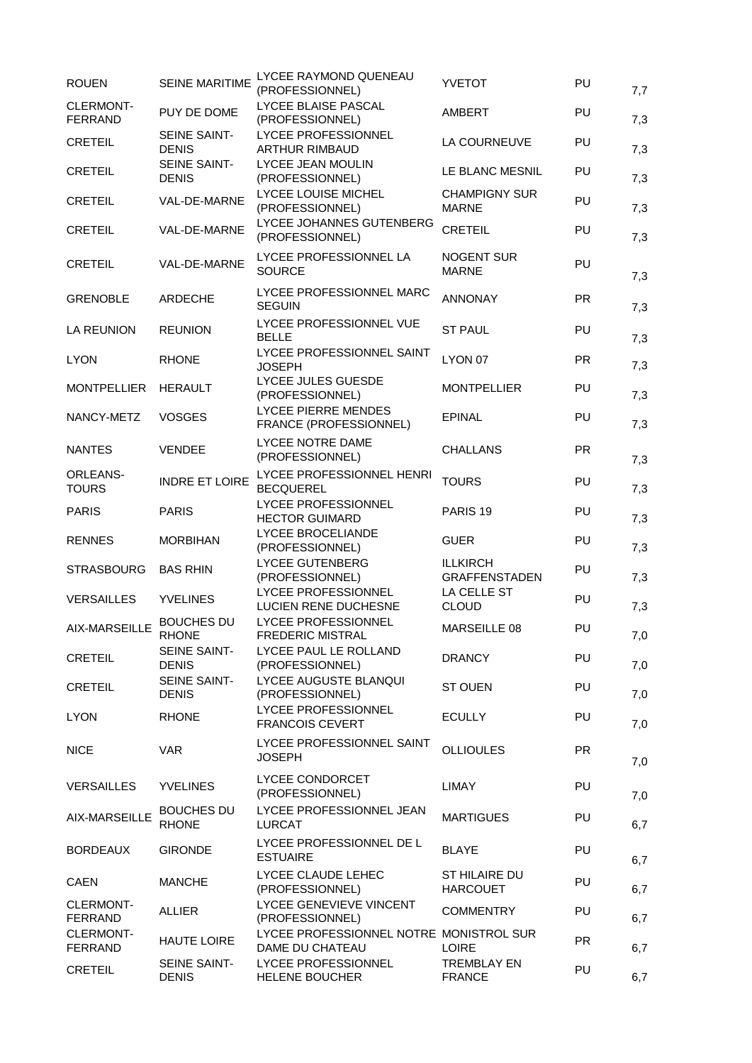| | | | | | |
|---|---|---|---|---|---|
| ROUEN | SEINE MARITIME | LYCEE RAYMOND QUENEAU (PROFESSIONNEL) | YVETOT | PU | 7,7 |
| CLERMONT-FERRAND | PUY DE DOME | LYCEE BLAISE PASCAL (PROFESSIONNEL) | AMBERT | PU | 7,3 |
| CRETEIL | SEINE SAINT-DENIS | LYCEE PROFESSIONNEL ARTHUR RIMBAUD | LA COURNEUVE | PU | 7,3 |
| CRETEIL | SEINE SAINT-DENIS | LYCEE JEAN MOULIN (PROFESSIONNEL) | LE BLANC MESNIL | PU | 7,3 |
| CRETEIL | VAL-DE-MARNE | LYCEE LOUISE MICHEL (PROFESSIONNEL) | CHAMPIGNY SUR MARNE | PU | 7,3 |
| CRETEIL | VAL-DE-MARNE | LYCEE JOHANNES GUTENBERG (PROFESSIONNEL) | CRETEIL | PU | 7,3 |
| CRETEIL | VAL-DE-MARNE | LYCEE PROFESSIONNEL LA SOURCE | NOGENT SUR MARNE | PU | 7,3 |
| GRENOBLE | ARDECHE | LYCEE PROFESSIONNEL MARC SEGUIN | ANNONAY | PR | 7,3 |
| LA REUNION | REUNION | LYCEE PROFESSIONNEL VUE BELLE | ST PAUL | PU | 7,3 |
| LYON | RHONE | LYCEE PROFESSIONNEL SAINT JOSEPH | LYON 07 | PR | 7,3 |
| MONTPELLIER | HERAULT | LYCEE JULES GUESDE (PROFESSIONNEL) | MONTPELLIER | PU | 7,3 |
| NANCY-METZ | VOSGES | LYCEE PIERRE MENDES FRANCE (PROFESSIONNEL) | EPINAL | PU | 7,3 |
| NANTES | VENDEE | LYCEE NOTRE DAME (PROFESSIONNEL) | CHALLANS | PR | 7,3 |
| ORLEANS-TOURS | INDRE ET LOIRE | LYCEE PROFESSIONNEL HENRI BECQUEREL | TOURS | PU | 7,3 |
| PARIS | PARIS | LYCEE PROFESSIONNEL HECTOR GUIMARD | PARIS 19 | PU | 7,3 |
| RENNES | MORBIHAN | LYCEE BROCELIANDE (PROFESSIONNEL) | GUER | PU | 7,3 |
| STRASBOURG | BAS RHIN | LYCEE GUTENBERG (PROFESSIONNEL) | ILLKIRCH GRAFFENSTADEN | PU | 7,3 |
| VERSAILLES | YVELINES | LYCEE PROFESSIONNEL LUCIEN RENE DUCHESNE | LA CELLE ST CLOUD | PU | 7,3 |
| AIX-MARSEILLE | BOUCHES DU RHONE | LYCEE PROFESSIONNEL FREDERIC MISTRAL | MARSEILLE 08 | PU | 7,0 |
| CRETEIL | SEINE SAINT-DENIS | LYCEE PAUL LE ROLLAND (PROFESSIONNEL) | DRANCY | PU | 7,0 |
| CRETEIL | SEINE SAINT-DENIS | LYCEE AUGUSTE BLANQUI (PROFESSIONNEL) | ST OUEN | PU | 7,0 |
| LYON | RHONE | LYCEE PROFESSIONNEL FRANCOIS CEVERT | ECULLY | PU | 7,0 |
| NICE | VAR | LYCEE PROFESSIONNEL SAINT JOSEPH | OLLIOULES | PR | 7,0 |
| VERSAILLES | YVELINES | LYCEE CONDORCET (PROFESSIONNEL) | LIMAY | PU | 7,0 |
| AIX-MARSEILLE | BOUCHES DU RHONE | LYCEE PROFESSIONNEL JEAN LURCAT | MARTIGUES | PU | 6,7 |
| BORDEAUX | GIRONDE | LYCEE PROFESSIONNEL DE L ESTUAIRE | BLAYE | PU | 6,7 |
| CAEN | MANCHE | LYCEE CLAUDE LEHEC (PROFESSIONNEL) | ST HILAIRE DU HARCOUET | PU | 6,7 |
| CLERMONT-FERRAND | ALLIER | LYCEE GENEVIEVE VINCENT (PROFESSIONNEL) | COMMENTRY | PU | 6,7 |
| CLERMONT-FERRAND | HAUTE LOIRE | LYCEE PROFESSIONNEL NOTRE DAME DU CHATEAU | MONISTROL SUR LOIRE | PR | 6,7 |
| CRETEIL | SEINE SAINT-DENIS | LYCEE PROFESSIONNEL HELENE BOUCHER | TREMBLAY EN FRANCE | PU | 6,7 |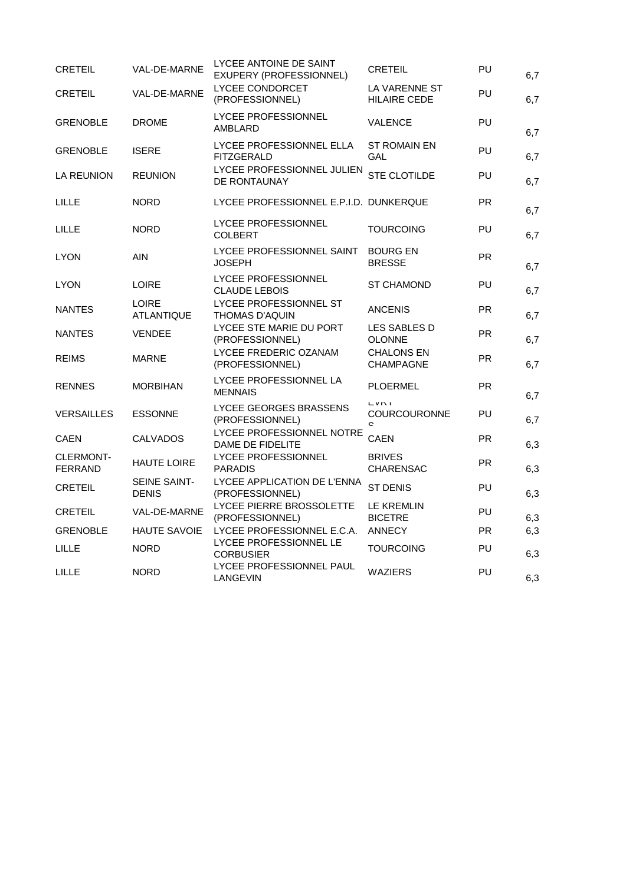| | | | | | |
|---|---|---|---|---|---|
| CRETEIL | VAL-DE-MARNE | LYCEE ANTOINE DE SAINT EXUPERY (PROFESSIONNEL) | CRETEIL | PU | 6,7 |
| CRETEIL | VAL-DE-MARNE | LYCEE CONDORCET (PROFESSIONNEL) | LA VARENNE ST HILAIRE CEDE | PU | 6,7 |
| GRENOBLE | DROME | LYCEE PROFESSIONNEL AMBLARD | VALENCE | PU | 6,7 |
| GRENOBLE | ISERE | LYCEE PROFESSIONNEL ELLA FITZGERALD | ST ROMAIN EN GAL | PU | 6,7 |
| LA REUNION | REUNION | LYCEE PROFESSIONNEL JULIEN DE RONTAUNAY | STE CLOTILDE | PU | 6,7 |
| LILLE | NORD | LYCEE PROFESSIONNEL E.P.I.D. | DUNKERQUE | PR | 6,7 |
| LILLE | NORD | LYCEE PROFESSIONNEL COLBERT | TOURCOING | PU | 6,7 |
| LYON | AIN | LYCEE PROFESSIONNEL SAINT JOSEPH | BOURG EN BRESSE | PR | 6,7 |
| LYON | LOIRE | LYCEE PROFESSIONNEL CLAUDE LEBOIS | ST CHAMOND | PU | 6,7 |
| NANTES | LOIRE ATLANTIQUE | LYCEE PROFESSIONNEL ST THOMAS D'AQUIN | ANCENIS | PR | 6,7 |
| NANTES | VENDEE | LYCEE STE MARIE DU PORT (PROFESSIONNEL) | LES SABLES D OLONNE | PR | 6,7 |
| REIMS | MARNE | LYCEE FREDERIC OZANAM (PROFESSIONNEL) | CHALONS EN CHAMPAGNE | PR | 6,7 |
| RENNES | MORBIHAN | LYCEE PROFESSIONNEL LA MENNAIS | PLOERMEL | PR | 6,7 |
| VERSAILLES | ESSONNE | LYCEE GEORGES BRASSENS (PROFESSIONNEL) | EVRY COURCOURONNES | PU | 6,7 |
| CAEN | CALVADOS | LYCEE PROFESSIONNEL NOTRE DAME DE FIDELITE | CAEN | PR | 6,3 |
| CLERMONT-FERRAND | HAUTE LOIRE | LYCEE PROFESSIONNEL PARADIS | BRIVES CHARENSAC | PR | 6,3 |
| CRETEIL | SEINE SAINT-DENIS | LYCEE APPLICATION DE L'ENNA (PROFESSIONNEL) | ST DENIS | PU | 6,3 |
| CRETEIL | VAL-DE-MARNE | LYCEE PIERRE BROSSOLETTE (PROFESSIONNEL) | LE KREMLIN BICETRE | PU | 6,3 |
| GRENOBLE | HAUTE SAVOIE | LYCEE PROFESSIONNEL E.C.A. | ANNECY | PR | 6,3 |
| LILLE | NORD | LYCEE PROFESSIONNEL LE CORBUSIER | TOURCOING | PU | 6,3 |
| LILLE | NORD | LYCEE PROFESSIONNEL PAUL LANGEVIN | WAZIERS | PU | 6,3 |